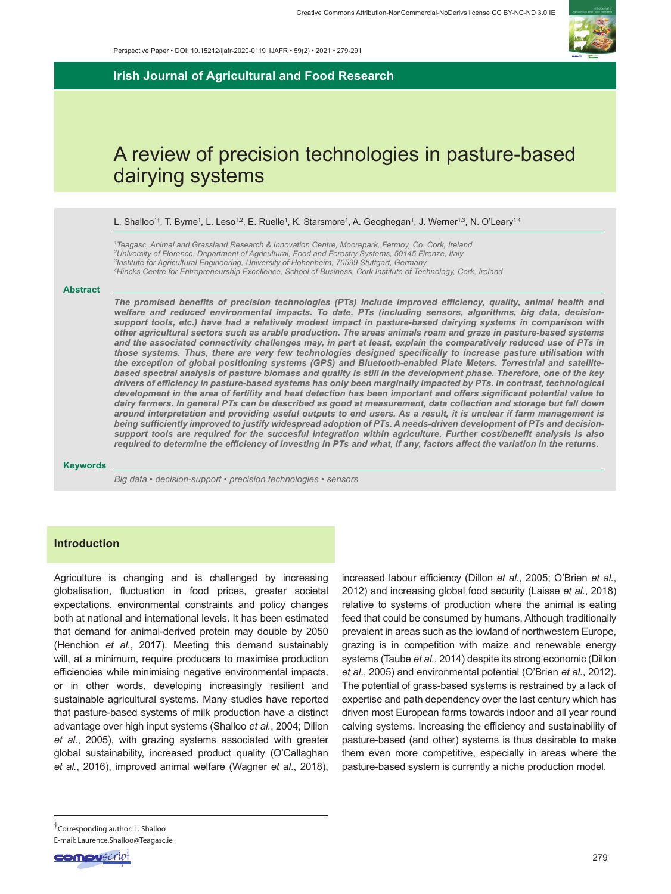Perspective Paper • DOI: 10.15212/ijafr-2020-0119

Creative Commons Attribution-NonCommercial-NoDerivs license CC BY-NC-ND 3.0 IE

**Irish Journal of Agricultural and Food Research**

# A review of precision technologies in pasture-based dairying systems

L. Shalloo[1†], T. Byrne[1], L. Leso[1,2], E. Ruelle[1], K. Starsmore[1], A. Geoghegan[1], J. Werner[1,3], N. O'Leary[1,4]

[1]*Teagasc, Animal and Grassland Research & Innovation Centre, Moorepark, Fermoy, Co. Cork, Ireland*
[2]*University of Florence, Department of Agricultural, Food and Forestry Systems, 50145 Firenze, Italy*
[3]*Institute for Agricultural Engineering, University of Hohenheim, 70599 Stuttgart, Germany*
[4]*Hincks Centre for Entrepreneurship Excellence, School of Business, Cork Institute of Technology, Cork, Ireland*

**Abstract**

***The promised benefits of precision technologies (PTs) include improved efficiency, quality, animal health and welfare and reduced environmental impacts. To date, PTs (including sensors, algorithms, big data, decision-support tools, etc.) have had a relatively modest impact in pasture-based dairying systems in comparison with other agricultural sectors such as arable production. The areas animals roam and graze in pasture-based systems and the associated connectivity challenges may, in part at least, explain the comparatively reduced use of PTs in those systems. Thus, there are very few technologies designed specifically to increase pasture utilisation with the exception of global positioning systems (GPS) and Bluetooth-enabled Plate Meters. Terrestrial and satellite-based spectral analysis of pasture biomass and quality is still in the development phase. Therefore, one of the key drivers of efficiency in pasture-based systems has only been marginally impacted by PTs. In contrast, technological development in the area of fertility and heat detection has been important and offers significant potential value to dairy farmers. In general PTs can be described as good at measurement, data collection and storage but fall down around interpretation and providing useful outputs to end users. As a result, it is unclear if farm management is being sufficiently improved to justify widespread adoption of PTs. A needs-driven development of PTs and decision-support tools are required for the succesful integration within agriculture. Further cost/benefit analysis is also required to determine the efficiency of investing in PTs and what, if any, factors affect the variation in the returns.***

**Keywords**

*Big data • decision-support • precision technologies • sensors*

## Introduction

Agriculture is changing and is challenged by increasing globalisation, fluctuation in food prices, greater societal expectations, environmental constraints and policy changes both at national and international levels. It has been estimated that demand for animal-derived protein may double by 2050 (Henchion *et al.*, 2017). Meeting this demand sustainably will, at a minimum, require producers to maximise production efficiencies while minimising negative environmental impacts, or in other words, developing increasingly resilient and sustainable agricultural systems. Many studies have reported that pasture-based systems of milk production have a distinct advantage over high input systems (Shalloo *et al.*, 2004; Dillon *et al.*, 2005), with grazing systems associated with greater global sustainability, increased product quality (O'Callaghan *et al.*, 2016), improved animal welfare (Wagner *et al*., 2018), increased labour efficiency (Dillon *et al.*, 2005; O'Brien *et al.*, 2012) and increasing global food security (Laisse *et al.*, 2018) relative to systems of production where the animal is eating feed that could be consumed by humans. Although traditionally prevalent in areas such as the lowland of northwestern Europe, grazing is in competition with maize and renewable energy systems (Taube *et al.*, 2014) despite its strong economic (Dillon *et al*., 2005) and environmental potential (O'Brien *et al.*, 2012). The potential of grass-based systems is restrained by a lack of expertise and path dependency over the last century which has driven most European farms towards indoor and all year round calving systems. Increasing the efficiency and sustainability of pasture-based (and other) systems is thus desirable to make them even more competitive, especially in areas where the pasture-based system is currently a niche production model.

†Corresponding author: L. Shalloo
E-mail: Laurence.Shalloo@Teagasc.ie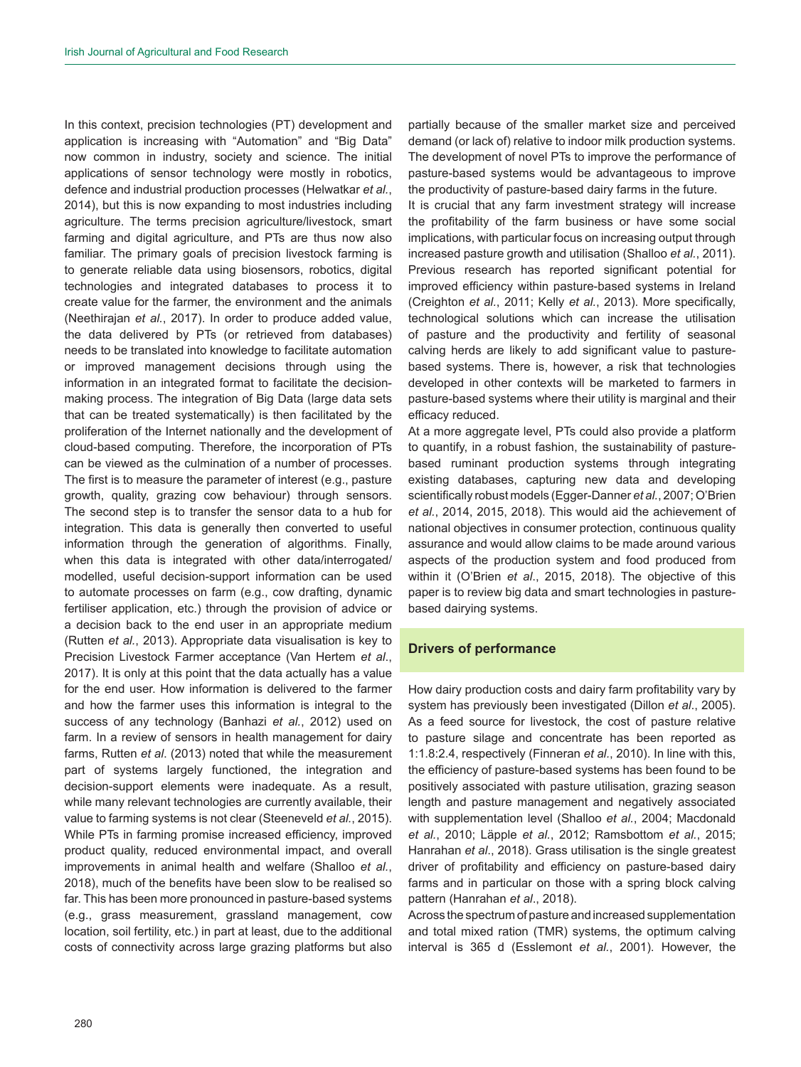In this context, precision technologies (PT) development and application is increasing with "Automation" and "Big Data" now common in industry, society and science. The initial applications of sensor technology were mostly in robotics, defence and industrial production processes (Helwatkar *et al.*, 2014), but this is now expanding to most industries including agriculture. The terms precision agriculture/livestock, smart farming and digital agriculture, and PTs are thus now also familiar. The primary goals of precision livestock farming is to generate reliable data using biosensors, robotics, digital technologies and integrated databases to process it to create value for the farmer, the environment and the animals (Neethirajan *et al.*, 2017). In order to produce added value, the data delivered by PTs (or retrieved from databases) needs to be translated into knowledge to facilitate automation or improved management decisions through using the information in an integrated format to facilitate the decision-making process. The integration of Big Data (large data sets that can be treated systematically) is then facilitated by the proliferation of the Internet nationally and the development of cloud-based computing. Therefore, the incorporation of PTs can be viewed as the culmination of a number of processes. The first is to measure the parameter of interest (e.g., pasture growth, quality, grazing cow behaviour) through sensors. The second step is to transfer the sensor data to a hub for integration. This data is generally then converted to useful information through the generation of algorithms. Finally, when this data is integrated with other data/interrogated/modelled, useful decision-support information can be used to automate processes on farm (e.g., cow drafting, dynamic fertiliser application, etc.) through the provision of advice or a decision back to the end user in an appropriate medium (Rutten *et al.*, 2013). Appropriate data visualisation is key to Precision Livestock Farmer acceptance (Van Hertem *et al*., 2017). It is only at this point that the data actually has a value for the end user. How information is delivered to the farmer and how the farmer uses this information is integral to the success of any technology (Banhazi *et al.*, 2012) used on farm. In a review of sensors in health management for dairy farms, Rutten *et al*. (2013) noted that while the measurement part of systems largely functioned, the integration and decision-support elements were inadequate. As a result, while many relevant technologies are currently available, their value to farming systems is not clear (Steeneveld *et al.*, 2015). While PTs in farming promise increased efficiency, improved product quality, reduced environmental impact, and overall improvements in animal health and welfare (Shalloo *et al.*, 2018), much of the benefits have been slow to be realised so far. This has been more pronounced in pasture-based systems (e.g., grass measurement, grassland management, cow location, soil fertility, etc.) in part at least, due to the additional costs of connectivity across large grazing platforms but also partially because of the smaller market size and perceived demand (or lack of) relative to indoor milk production systems. The development of novel PTs to improve the performance of pasture-based systems would be advantageous to improve the productivity of pasture-based dairy farms in the future.

It is crucial that any farm investment strategy will increase the profitability of the farm business or have some social implications, with particular focus on increasing output through increased pasture growth and utilisation (Shalloo *et al.*, 2011). Previous research has reported significant potential for improved efficiency within pasture-based systems in Ireland (Creighton *et al.*, 2011; Kelly *et al.*, 2013). More specifically, technological solutions which can increase the utilisation of pasture and the productivity and fertility of seasonal calving herds are likely to add significant value to pasture-based systems. There is, however, a risk that technologies developed in other contexts will be marketed to farmers in pasture-based systems where their utility is marginal and their efficacy reduced.

At a more aggregate level, PTs could also provide a platform to quantify, in a robust fashion, the sustainability of pasture-based ruminant production systems through integrating existing databases, capturing new data and developing scientifically robust models (Egger-Danner *et al.*, 2007; O'Brien *et al.*, 2014, 2015, 2018). This would aid the achievement of national objectives in consumer protection, continuous quality assurance and would allow claims to be made around various aspects of the production system and food produced from within it (O'Brien *et al*., 2015, 2018). The objective of this paper is to review big data and smart technologies in pasture-based dairying systems.

## Drivers of performance

How dairy production costs and dairy farm profitability vary by system has previously been investigated (Dillon *et al*., 2005). As a feed source for livestock, the cost of pasture relative to pasture silage and concentrate has been reported as 1:1.8:2.4, respectively (Finneran *et al.*, 2010). In line with this, the efficiency of pasture-based systems has been found to be positively associated with pasture utilisation, grazing season length and pasture management and negatively associated with supplementation level (Shalloo *et al.*, 2004; Macdonald *et al.*, 2010; Läpple *et al.*, 2012; Ramsbottom *et al.*, 2015; Hanrahan *et al*., 2018). Grass utilisation is the single greatest driver of profitability and efficiency on pasture-based dairy farms and in particular on those with a spring block calving pattern (Hanrahan *et al*., 2018).

Across the spectrum of pasture and increased supplementation and total mixed ration (TMR) systems, the optimum calving interval is 365 d (Esslemont *et al.*, 2001). However, the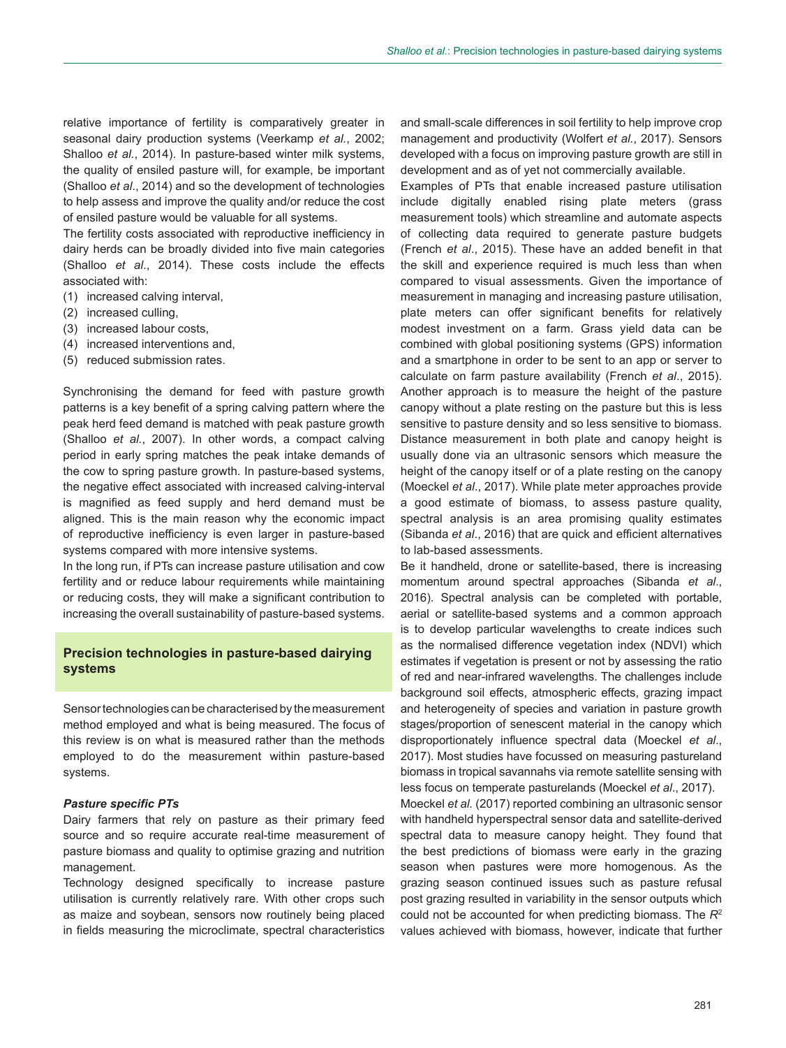relative importance of fertility is comparatively greater in seasonal dairy production systems (Veerkamp *et al.*, 2002; Shalloo *et al.*, 2014). In pasture-based winter milk systems, the quality of ensiled pasture will, for example, be important (Shalloo *et al*., 2014) and so the development of technologies to help assess and improve the quality and/or reduce the cost of ensiled pasture would be valuable for all systems.

The fertility costs associated with reproductive inefficiency in dairy herds can be broadly divided into five main categories (Shalloo *et al*., 2014). These costs include the effects associated with:

(1) increased calving interval,
(2) increased culling,
(3) increased labour costs,
(4) increased interventions and,
(5) reduced submission rates.

Synchronising the demand for feed with pasture growth patterns is a key benefit of a spring calving pattern where the peak herd feed demand is matched with peak pasture growth (Shalloo *et al.*, 2007). In other words, a compact calving period in early spring matches the peak intake demands of the cow to spring pasture growth. In pasture-based systems, the negative effect associated with increased calving-interval is magnified as feed supply and herd demand must be aligned. This is the main reason why the economic impact of reproductive inefficiency is even larger in pasture-based systems compared with more intensive systems.

In the long run, if PTs can increase pasture utilisation and cow fertility and or reduce labour requirements while maintaining or reducing costs, they will make a significant contribution to increasing the overall sustainability of pasture-based systems.

## Precision technologies in pasture-based dairying systems

Sensor technologies can be characterised by the measurement method employed and what is being measured. The focus of this review is on what is measured rather than the methods employed to do the measurement within pasture-based systems.

### *Pasture specific PTs*

Dairy farmers that rely on pasture as their primary feed source and so require accurate real-time measurement of pasture biomass and quality to optimise grazing and nutrition management.

Technology designed specifically to increase pasture utilisation is currently relatively rare. With other crops such as maize and soybean, sensors now routinely being placed in fields measuring the microclimate, spectral characteristics and small-scale differences in soil fertility to help improve crop management and productivity (Wolfert *et al.*, 2017). Sensors developed with a focus on improving pasture growth are still in development and as of yet not commercially available.

Examples of PTs that enable increased pasture utilisation include digitally enabled rising plate meters (grass measurement tools) which streamline and automate aspects of collecting data required to generate pasture budgets (French *et al*., 2015). These have an added benefit in that the skill and experience required is much less than when compared to visual assessments. Given the importance of measurement in managing and increasing pasture utilisation, plate meters can offer significant benefits for relatively modest investment on a farm. Grass yield data can be combined with global positioning systems (GPS) information and a smartphone in order to be sent to an app or server to calculate on farm pasture availability (French *et al*., 2015). Another approach is to measure the height of the pasture canopy without a plate resting on the pasture but this is less sensitive to pasture density and so less sensitive to biomass. Distance measurement in both plate and canopy height is usually done via an ultrasonic sensors which measure the height of the canopy itself or of a plate resting on the canopy (Moeckel *et al*., 2017). While plate meter approaches provide a good estimate of biomass, to assess pasture quality, spectral analysis is an area promising quality estimates (Sibanda *et al*., 2016) that are quick and efficient alternatives to lab-based assessments.

Be it handheld, drone or satellite-based, there is increasing momentum around spectral approaches (Sibanda *et al*., 2016). Spectral analysis can be completed with portable, aerial or satellite-based systems and a common approach is to develop particular wavelengths to create indices such as the normalised difference vegetation index (NDVI) which estimates if vegetation is present or not by assessing the ratio of red and near-infrared wavelengths. The challenges include background soil effects, atmospheric effects, grazing impact and heterogeneity of species and variation in pasture growth stages/proportion of senescent material in the canopy which disproportionately influence spectral data (Moeckel *et al*., 2017). Most studies have focussed on measuring pastureland biomass in tropical savannahs via remote satellite sensing with less focus on temperate pasturelands (Moeckel *et al*., 2017).

Moeckel *et al.* (2017) reported combining an ultrasonic sensor with handheld hyperspectral sensor data and satellite-derived spectral data to measure canopy height. They found that the best predictions of biomass were early in the grazing season when pastures were more homogenous. As the grazing season continued issues such as pasture refusal post grazing resulted in variability in the sensor outputs which could not be accounted for when predicting biomass. The $R^2$ values achieved with biomass, however, indicate that further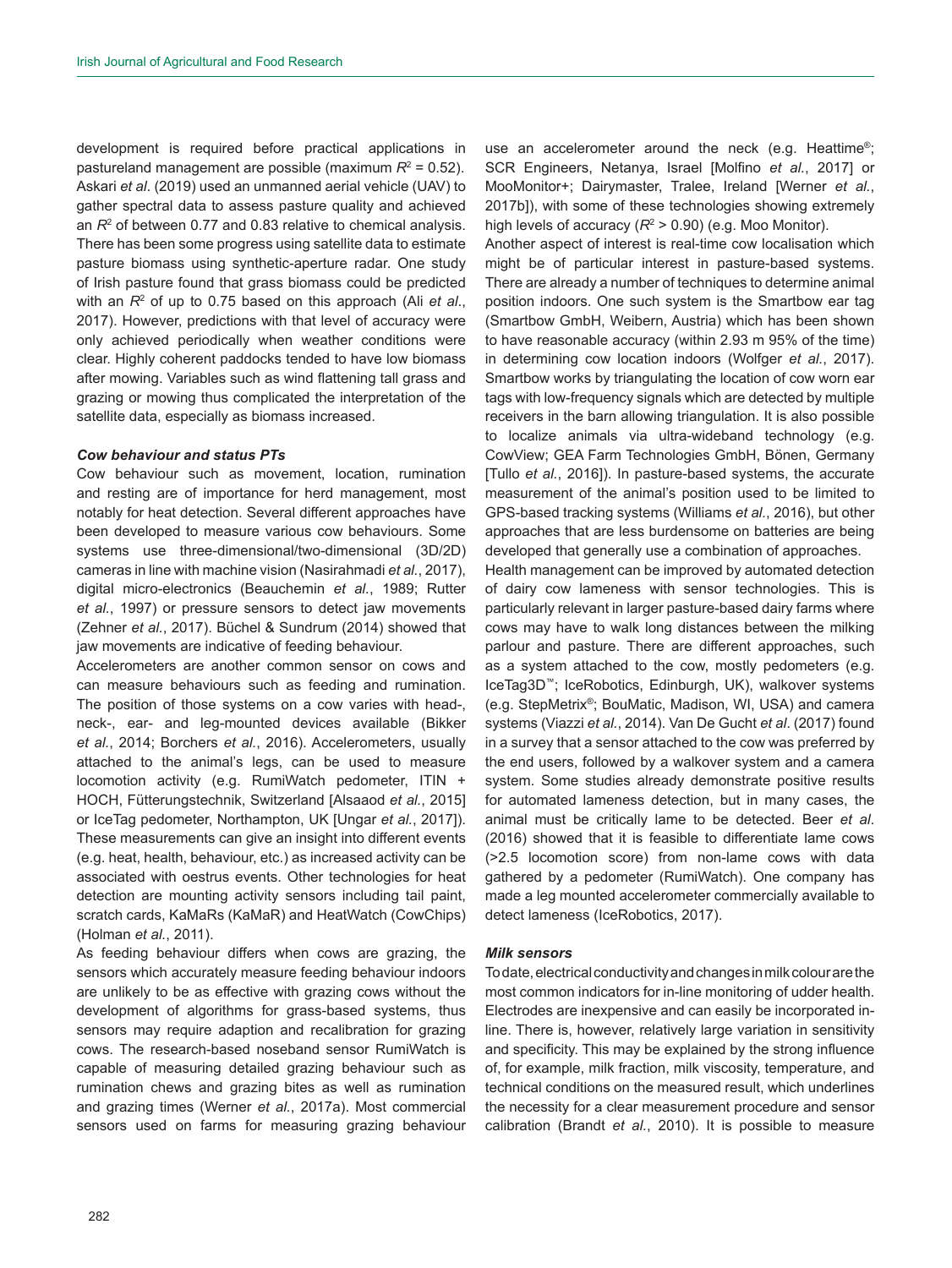development is required before practical applications in pastureland management are possible (maximum $R^2$ = 0.52). Askari *et al*. (2019) used an unmanned aerial vehicle (UAV) to gather spectral data to assess pasture quality and achieved an $R^2$ of between 0.77 and 0.83 relative to chemical analysis. There has been some progress using satellite data to estimate pasture biomass using synthetic-aperture radar. One study of Irish pasture found that grass biomass could be predicted with an $R^2$ of up to 0.75 based on this approach (Ali *et al*., 2017). However, predictions with that level of accuracy were only achieved periodically when weather conditions were clear. Highly coherent paddocks tended to have low biomass after mowing. Variables such as wind flattening tall grass and grazing or mowing thus complicated the interpretation of the satellite data, especially as biomass increased.

### *Cow behaviour and status PTs*

Cow behaviour such as movement, location, rumination and resting are of importance for herd management, most notably for heat detection. Several different approaches have been developed to measure various cow behaviours. Some systems use three-dimensional/two-dimensional (3D/2D) cameras in line with machine vision (Nasirahmadi *et al*., 2017), digital micro-electronics (Beauchemin *et al*., 1989; Rutter *et al*., 1997) or pressure sensors to detect jaw movements (Zehner *et al*., 2017). Büchel & Sundrum (2014) showed that jaw movements are indicative of feeding behaviour.

Accelerometers are another common sensor on cows and can measure behaviours such as feeding and rumination. The position of those systems on a cow varies with head-, neck-, ear- and leg-mounted devices available (Bikker *et al*., 2014; Borchers *et al*., 2016). Accelerometers, usually attached to the animal's legs, can be used to measure locomotion activity (e.g. RumiWatch pedometer, ITIN + HOCH, Fütterungstechnik, Switzerland [Alsaaod *et al*., 2015] or IceTag pedometer, Northampton, UK [Ungar *et al*., 2017]). These measurements can give an insight into different events (e.g. heat, health, behaviour, etc.) as increased activity can be associated with oestrus events. Other technologies for heat detection are mounting activity sensors including tail paint, scratch cards, KaMaRs (KaMaR) and HeatWatch (CowChips) (Holman *et al*., 2011).

As feeding behaviour differs when cows are grazing, the sensors which accurately measure feeding behaviour indoors are unlikely to be as effective with grazing cows without the development of algorithms for grass-based systems, thus sensors may require adaption and recalibration for grazing cows. The research-based noseband sensor RumiWatch is capable of measuring detailed grazing behaviour such as rumination chews and grazing bites as well as rumination and grazing times (Werner *et al*., 2017a). Most commercial sensors used on farms for measuring grazing behaviour use an accelerometer around the neck (e.g. Heattime®; SCR Engineers, Netanya, Israel [Molfino *et al*., 2017] or MooMonitor+; Dairymaster, Tralee, Ireland [Werner *et al*., 2017b]), with some of these technologies showing extremely high levels of accuracy ($R^2$ > 0.90) (e.g. Moo Monitor).

Another aspect of interest is real-time cow localisation which might be of particular interest in pasture-based systems. There are already a number of techniques to determine animal position indoors. One such system is the Smartbow ear tag (Smartbow GmbH, Weibern, Austria) which has been shown to have reasonable accuracy (within 2.93 m 95% of the time) in determining cow location indoors (Wolfger *et al*., 2017). Smartbow works by triangulating the location of cow worn ear tags with low-frequency signals which are detected by multiple receivers in the barn allowing triangulation. It is also possible to localize animals via ultra-wideband technology (e.g. CowView; GEA Farm Technologies GmbH, Bönen, Germany [Tullo *et al*., 2016]). In pasture-based systems, the accurate measurement of the animal's position used to be limited to GPS-based tracking systems (Williams *et al*., 2016), but other approaches that are less burdensome on batteries are being developed that generally use a combination of approaches.

Health management can be improved by automated detection of dairy cow lameness with sensor technologies. This is particularly relevant in larger pasture-based dairy farms where cows may have to walk long distances between the milking parlour and pasture. There are different approaches, such as a system attached to the cow, mostly pedometers (e.g. IceTag3D™; IceRobotics, Edinburgh, UK), walkover systems (e.g. StepMetrix®; BouMatic, Madison, WI, USA) and camera systems (Viazzi *et al*., 2014). Van De Gucht *et al*. (2017) found in a survey that a sensor attached to the cow was preferred by the end users, followed by a walkover system and a camera system. Some studies already demonstrate positive results for automated lameness detection, but in many cases, the animal must be critically lame to be detected. Beer *et al*. (2016) showed that it is feasible to differentiate lame cows (>2.5 locomotion score) from non-lame cows with data gathered by a pedometer (RumiWatch). One company has made a leg mounted accelerometer commercially available to detect lameness (IceRobotics, 2017).

### *Milk sensors*

To date, electrical conductivity and changes in milk colour are the most common indicators for in-line monitoring of udder health. Electrodes are inexpensive and can easily be incorporated in-line. There is, however, relatively large variation in sensitivity and specificity. This may be explained by the strong influence of, for example, milk fraction, milk viscosity, temperature, and technical conditions on the measured result, which underlines the necessity for a clear measurement procedure and sensor calibration (Brandt *et al*., 2010). It is possible to measure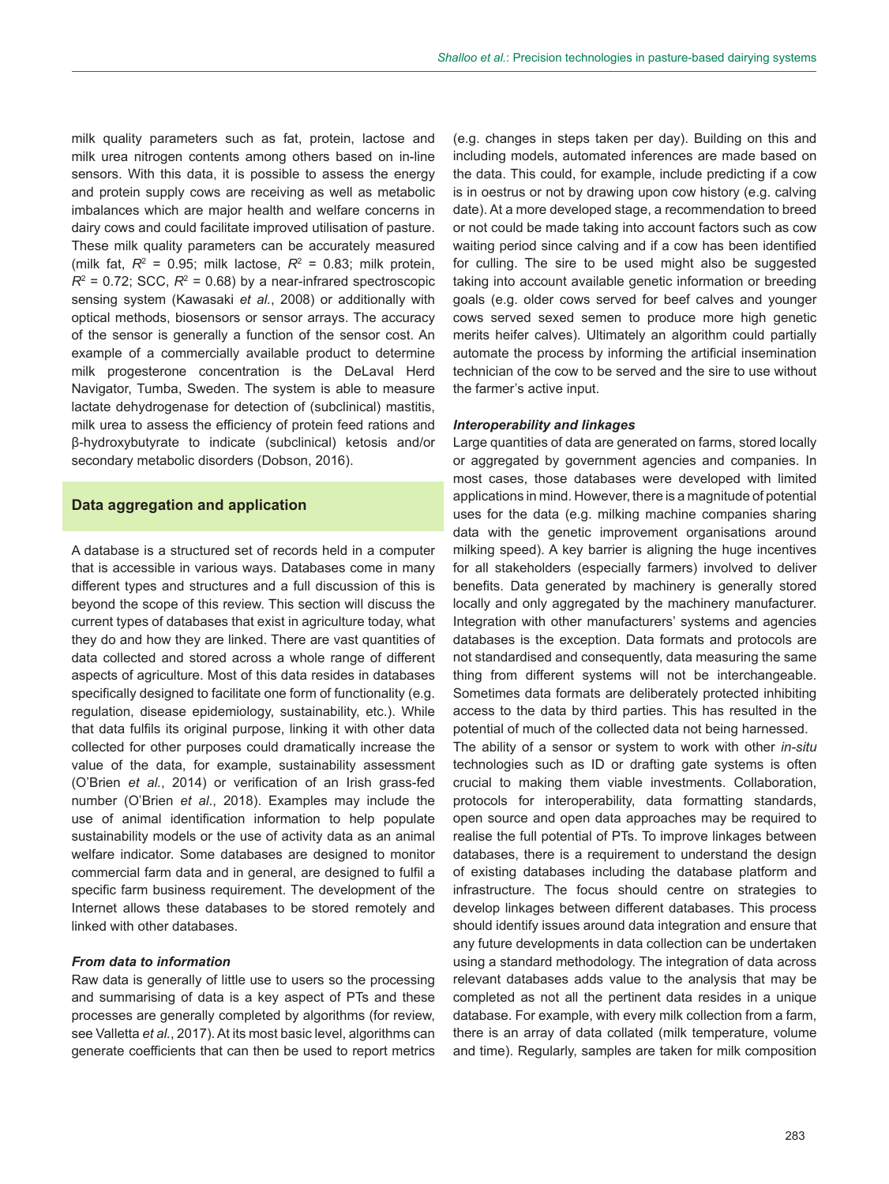milk quality parameters such as fat, protein, lactose and milk urea nitrogen contents among others based on in-line sensors. With this data, it is possible to assess the energy and protein supply cows are receiving as well as metabolic imbalances which are major health and welfare concerns in dairy cows and could facilitate improved utilisation of pasture. These milk quality parameters can be accurately measured (milk fat, $R^2$ = 0.95; milk lactose, $R^2$ = 0.83; milk protein, $R^2$ = 0.72; SCC, $R^2$ = 0.68) by a near-infrared spectroscopic sensing system (Kawasaki *et al.*, 2008) or additionally with optical methods, biosensors or sensor arrays. The accuracy of the sensor is generally a function of the sensor cost. An example of a commercially available product to determine milk progesterone concentration is the DeLaval Herd Navigator, Tumba, Sweden. The system is able to measure lactate dehydrogenase for detection of (subclinical) mastitis, milk urea to assess the efficiency of protein feed rations and β-hydroxybutyrate to indicate (subclinical) ketosis and/or secondary metabolic disorders (Dobson, 2016).

## Data aggregation and application

A database is a structured set of records held in a computer that is accessible in various ways. Databases come in many different types and structures and a full discussion of this is beyond the scope of this review. This section will discuss the current types of databases that exist in agriculture today, what they do and how they are linked. There are vast quantities of data collected and stored across a whole range of different aspects of agriculture. Most of this data resides in databases specifically designed to facilitate one form of functionality (e.g. regulation, disease epidemiology, sustainability, etc.). While that data fulfils its original purpose, linking it with other data collected for other purposes could dramatically increase the value of the data, for example, sustainability assessment (O'Brien *et al.*, 2014) or verification of an Irish grass-fed number (O'Brien *et al*., 2018). Examples may include the use of animal identification information to help populate sustainability models or the use of activity data as an animal welfare indicator. Some databases are designed to monitor commercial farm data and in general, are designed to fulfil a specific farm business requirement. The development of the Internet allows these databases to be stored remotely and linked with other databases.

### *From data to information*

Raw data is generally of little use to users so the processing and summarising of data is a key aspect of PTs and these processes are generally completed by algorithms (for review, see Valletta *et al.*, 2017). At its most basic level, algorithms can generate coefficients that can then be used to report metrics (e.g. changes in steps taken per day). Building on this and including models, automated inferences are made based on the data. This could, for example, include predicting if a cow is in oestrus or not by drawing upon cow history (e.g. calving date). At a more developed stage, a recommendation to breed or not could be made taking into account factors such as cow waiting period since calving and if a cow has been identified for culling. The sire to be used might also be suggested taking into account available genetic information or breeding goals (e.g. older cows served for beef calves and younger cows served sexed semen to produce more high genetic merits heifer calves). Ultimately an algorithm could partially automate the process by informing the artificial insemination technician of the cow to be served and the sire to use without the farmer's active input.

### *Interoperability and linkages*

Large quantities of data are generated on farms, stored locally or aggregated by government agencies and companies. In most cases, those databases were developed with limited applications in mind. However, there is a magnitude of potential uses for the data (e.g. milking machine companies sharing data with the genetic improvement organisations around milking speed). A key barrier is aligning the huge incentives for all stakeholders (especially farmers) involved to deliver benefits. Data generated by machinery is generally stored locally and only aggregated by the machinery manufacturer. Integration with other manufacturers' systems and agencies databases is the exception. Data formats and protocols are not standardised and consequently, data measuring the same thing from different systems will not be interchangeable. Sometimes data formats are deliberately protected inhibiting access to the data by third parties. This has resulted in the potential of much of the collected data not being harnessed.

The ability of a sensor or system to work with other *in-situ* technologies such as ID or drafting gate systems is often crucial to making them viable investments. Collaboration, protocols for interoperability, data formatting standards, open source and open data approaches may be required to realise the full potential of PTs. To improve linkages between databases, there is a requirement to understand the design of existing databases including the database platform and infrastructure. The focus should centre on strategies to develop linkages between different databases. This process should identify issues around data integration and ensure that any future developments in data collection can be undertaken using a standard methodology. The integration of data across relevant databases adds value to the analysis that may be completed as not all the pertinent data resides in a unique database. For example, with every milk collection from a farm, there is an array of data collated (milk temperature, volume and time). Regularly, samples are taken for milk composition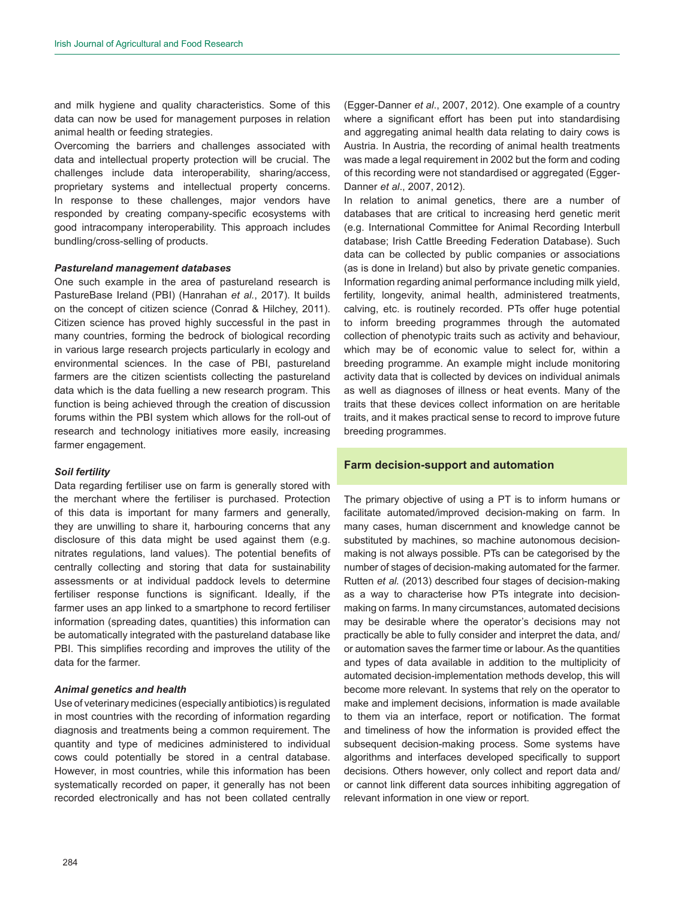and milk hygiene and quality characteristics. Some of this data can now be used for management purposes in relation animal health or feeding strategies.

Overcoming the barriers and challenges associated with data and intellectual property protection will be crucial. The challenges include data interoperability, sharing/access, proprietary systems and intellectual property concerns. In response to these challenges, major vendors have responded by creating company-specific ecosystems with good intracompany interoperability. This approach includes bundling/cross-selling of products.

### *Pastureland management databases*

One such example in the area of pastureland research is PastureBase Ireland (PBI) (Hanrahan *et al.*, 2017). It builds on the concept of citizen science (Conrad & Hilchey, 2011). Citizen science has proved highly successful in the past in many countries, forming the bedrock of biological recording in various large research projects particularly in ecology and environmental sciences. In the case of PBI, pastureland farmers are the citizen scientists collecting the pastureland data which is the data fuelling a new research program. This function is being achieved through the creation of discussion forums within the PBI system which allows for the roll-out of research and technology initiatives more easily, increasing farmer engagement.

### *Soil fertility*

Data regarding fertiliser use on farm is generally stored with the merchant where the fertiliser is purchased. Protection of this data is important for many farmers and generally, they are unwilling to share it, harbouring concerns that any disclosure of this data might be used against them (e.g. nitrates regulations, land values). The potential benefits of centrally collecting and storing that data for sustainability assessments or at individual paddock levels to determine fertiliser response functions is significant. Ideally, if the farmer uses an app linked to a smartphone to record fertiliser information (spreading dates, quantities) this information can be automatically integrated with the pastureland database like PBI. This simplifies recording and improves the utility of the data for the farmer.

### *Animal genetics and health*

Use of veterinary medicines (especially antibiotics) is regulated in most countries with the recording of information regarding diagnosis and treatments being a common requirement. The quantity and type of medicines administered to individual cows could potentially be stored in a central database. However, in most countries, while this information has been systematically recorded on paper, it generally has not been recorded electronically and has not been collated centrally (Egger-Danner *et al*., 2007, 2012). One example of a country where a significant effort has been put into standardising and aggregating animal health data relating to dairy cows is Austria. In Austria, the recording of animal health treatments was made a legal requirement in 2002 but the form and coding of this recording were not standardised or aggregated (Egger-Danner *et al*., 2007, 2012).

In relation to animal genetics, there are a number of databases that are critical to increasing herd genetic merit (e.g. International Committee for Animal Recording Interbull database; Irish Cattle Breeding Federation Database). Such data can be collected by public companies or associations (as is done in Ireland) but also by private genetic companies. Information regarding animal performance including milk yield, fertility, longevity, animal health, administered treatments, calving, etc. is routinely recorded. PTs offer huge potential to inform breeding programmes through the automated collection of phenotypic traits such as activity and behaviour, which may be of economic value to select for, within a breeding programme. An example might include monitoring activity data that is collected by devices on individual animals as well as diagnoses of illness or heat events. Many of the traits that these devices collect information on are heritable traits, and it makes practical sense to record to improve future breeding programmes.

## Farm decision-support and automation

The primary objective of using a PT is to inform humans or facilitate automated/improved decision-making on farm. In many cases, human discernment and knowledge cannot be substituted by machines, so machine autonomous decision-making is not always possible. PTs can be categorised by the number of stages of decision-making automated for the farmer. Rutten *et al.* (2013) described four stages of decision-making as a way to characterise how PTs integrate into decision-making on farms. In many circumstances, automated decisions may be desirable where the operator's decisions may not practically be able to fully consider and interpret the data, and/or automation saves the farmer time or labour. As the quantities and types of data available in addition to the multiplicity of automated decision-implementation methods develop, this will become more relevant. In systems that rely on the operator to make and implement decisions, information is made available to them via an interface, report or notification. The format and timeliness of how the information is provided effect the subsequent decision-making process. Some systems have algorithms and interfaces developed specifically to support decisions. Others however, only collect and report data and/or cannot link different data sources inhibiting aggregation of relevant information in one view or report.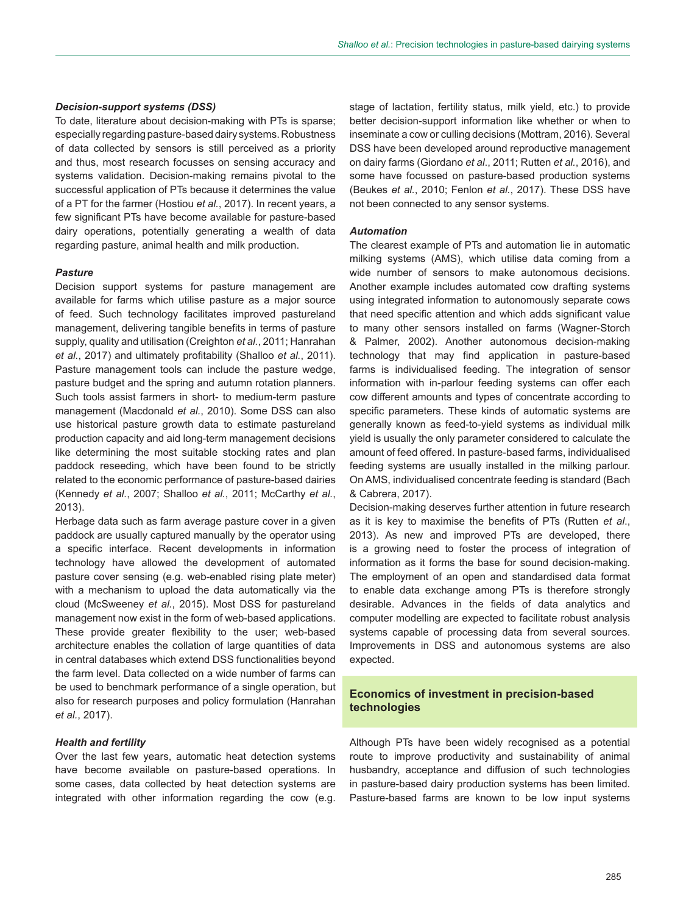***Decision-support systems (DSS)***

To date, literature about decision-making with PTs is sparse; especially regarding pasture-based dairy systems. Robustness of data collected by sensors is still perceived as a priority and thus, most research focusses on sensing accuracy and systems validation. Decision-making remains pivotal to the successful application of PTs because it determines the value of a PT for the farmer (Hostiou *et al.*, 2017). In recent years, a few significant PTs have become available for pasture-based dairy operations, potentially generating a wealth of data regarding pasture, animal health and milk production.

***Pasture***

Decision support systems for pasture management are available for farms which utilise pasture as a major source of feed. Such technology facilitates improved pastureland management, delivering tangible benefits in terms of pasture supply, quality and utilisation (Creighton *et al.*, 2011; Hanrahan *et al.*, 2017) and ultimately profitability (Shalloo *et al.*, 2011). Pasture management tools can include the pasture wedge, pasture budget and the spring and autumn rotation planners. Such tools assist farmers in short- to medium-term pasture management (Macdonald *et al.*, 2010). Some DSS can also use historical pasture growth data to estimate pastureland production capacity and aid long-term management decisions like determining the most suitable stocking rates and plan paddock reseeding, which have been found to be strictly related to the economic performance of pasture-based dairies (Kennedy *et al.*, 2007; Shalloo *et al.*, 2011; McCarthy *et al.*, 2013).

Herbage data such as farm average pasture cover in a given paddock are usually captured manually by the operator using a specific interface. Recent developments in information technology have allowed the development of automated pasture cover sensing (e.g. web-enabled rising plate meter) with a mechanism to upload the data automatically via the cloud (McSweeney *et al.*, 2015). Most DSS for pastureland management now exist in the form of web-based applications. These provide greater flexibility to the user; web-based architecture enables the collation of large quantities of data in central databases which extend DSS functionalities beyond the farm level. Data collected on a wide number of farms can be used to benchmark performance of a single operation, but also for research purposes and policy formulation (Hanrahan *et al.*, 2017).

***Health and fertility***

Over the last few years, automatic heat detection systems have become available on pasture-based operations. In some cases, data collected by heat detection systems are integrated with other information regarding the cow (e.g. stage of lactation, fertility status, milk yield, etc.) to provide better decision-support information like whether or when to inseminate a cow or culling decisions (Mottram, 2016). Several DSS have been developed around reproductive management on dairy farms (Giordano *et al*., 2011; Rutten *et al.*, 2016), and some have focussed on pasture-based production systems (Beukes *et al.*, 2010; Fenlon *et al.*, 2017). These DSS have not been connected to any sensor systems.

***Automation***

The clearest example of PTs and automation lie in automatic milking systems (AMS), which utilise data coming from a wide number of sensors to make autonomous decisions. Another example includes automated cow drafting systems using integrated information to autonomously separate cows that need specific attention and which adds significant value to many other sensors installed on farms (Wagner-Storch & Palmer, 2002). Another autonomous decision-making technology that may find application in pasture-based farms is individualised feeding. The integration of sensor information with in-parlour feeding systems can offer each cow different amounts and types of concentrate according to specific parameters. These kinds of automatic systems are generally known as feed-to-yield systems as individual milk yield is usually the only parameter considered to calculate the amount of feed offered. In pasture-based farms, individualised feeding systems are usually installed in the milking parlour. On AMS, individualised concentrate feeding is standard (Bach & Cabrera, 2017).

Decision-making deserves further attention in future research as it is key to maximise the benefits of PTs (Rutten *et al.*, 2013). As new and improved PTs are developed, there is a growing need to foster the process of integration of information as it forms the base for sound decision-making. The employment of an open and standardised data format to enable data exchange among PTs is therefore strongly desirable. Advances in the fields of data analytics and computer modelling are expected to facilitate robust analysis systems capable of processing data from several sources. Improvements in DSS and autonomous systems are also expected.

## Economics of investment in precision-based technologies

Although PTs have been widely recognised as a potential route to improve productivity and sustainability of animal husbandry, acceptance and diffusion of such technologies in pasture-based dairy production systems has been limited. Pasture-based farms are known to be low input systems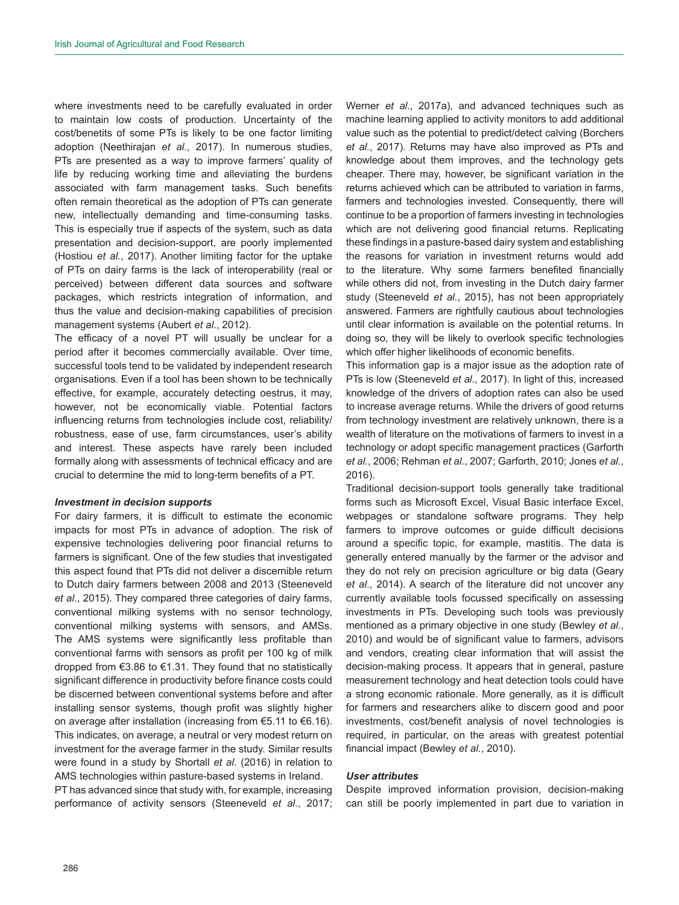where investments need to be carefully evaluated in order to maintain low costs of production. Uncertainty of the cost/benefits of some PTs is likely to be one factor limiting adoption (Neethirajan *et al.*, 2017). In numerous studies, PTs are presented as a way to improve farmers' quality of life by reducing working time and alleviating the burdens associated with farm management tasks. Such benefits often remain theoretical as the adoption of PTs can generate new, intellectually demanding and time-consuming tasks. This is especially true if aspects of the system, such as data presentation and decision-support, are poorly implemented (Hostiou *et al.*, 2017). Another limiting factor for the uptake of PTs on dairy farms is the lack of interoperability (real or perceived) between different data sources and software packages, which restricts integration of information, and thus the value and decision-making capabilities of precision management systems (Aubert *et al.*, 2012).

The efficacy of a novel PT will usually be unclear for a period after it becomes commercially available. Over time, successful tools tend to be validated by independent research organisations. Even if a tool has been shown to be technically effective, for example, accurately detecting oestrus, it may, however, not be economically viable. Potential factors influencing returns from technologies include cost, reliability/robustness, ease of use, farm circumstances, user's ability and interest. These aspects have rarely been included formally along with assessments of technical efficacy and are crucial to determine the mid to long-term benefits of a PT.

#### *Investment in decision supports*

For dairy farmers, it is difficult to estimate the economic impacts for most PTs in advance of adoption. The risk of expensive technologies delivering poor financial returns to farmers is significant. One of the few studies that investigated this aspect found that PTs did not deliver a discernible return to Dutch dairy farmers between 2008 and 2013 (Steeneveld *et al*., 2015). They compared three categories of dairy farms, conventional milking systems with no sensor technology, conventional milking systems with sensors, and AMSs. The AMS systems were significantly less profitable than conventional farms with sensors as profit per 100 kg of milk dropped from €3.86 to €1.31. They found that no statistically significant difference in productivity before finance costs could be discerned between conventional systems before and after installing sensor systems, though profit was slightly higher on average after installation (increasing from €5.11 to €6.16). This indicates, on average, a neutral or very modest return on investment for the average farmer in the study. Similar results were found in a study by Shortall *et al*. (2016) in relation to AMS technologies within pasture-based systems in Ireland.

PT has advanced since that study with, for example, increasing performance of activity sensors (Steeneveld *et al*., 2017; Werner *et al*., 2017a), and advanced techniques such as machine learning applied to activity monitors to add additional value such as the potential to predict/detect calving (Borchers *et al.*, 2017). Returns may have also improved as PTs and knowledge about them improves, and the technology gets cheaper. There may, however, be significant variation in the returns achieved which can be attributed to variation in farms, farmers and technologies invested. Consequently, there will continue to be a proportion of farmers investing in technologies which are not delivering good financial returns. Replicating these findings in a pasture-based dairy system and establishing the reasons for variation in investment returns would add to the literature. Why some farmers benefited financially while others did not, from investing in the Dutch dairy farmer study (Steeneveld *et al*., 2015), has not been appropriately answered. Farmers are rightfully cautious about technologies until clear information is available on the potential returns. In doing so, they will be likely to overlook specific technologies which offer higher likelihoods of economic benefits.

This information gap is a major issue as the adoption rate of PTs is low (Steeneveld *et al*., 2017). In light of this, increased knowledge of the drivers of adoption rates can also be used to increase average returns. While the drivers of good returns from technology investment are relatively unknown, there is a wealth of literature on the motivations of farmers to invest in a technology or adopt specific management practices (Garforth *et al.*, 2006; Rehman *et al.*, 2007; Garforth, 2010; Jones *et al.*, 2016).

Traditional decision-support tools generally take traditional forms such as Microsoft Excel, Visual Basic interface Excel, webpages or standalone software programs. They help farmers to improve outcomes or guide difficult decisions around a specific topic, for example, mastitis. The data is generally entered manually by the farmer or the advisor and they do not rely on precision agriculture or big data (Geary *et al*., 2014). A search of the literature did not uncover any currently available tools focussed specifically on assessing investments in PTs. Developing such tools was previously mentioned as a primary objective in one study (Bewley *et al.*, 2010) and would be of significant value to farmers, advisors and vendors, creating clear information that will assist the decision-making process. It appears that in general, pasture measurement technology and heat detection tools could have a strong economic rationale. More generally, as it is difficult for farmers and researchers alike to discern good and poor investments, cost/benefit analysis of novel technologies is required, in particular, on the areas with greatest potential financial impact (Bewley *et al.*, 2010).

#### *User attributes*

Despite improved information provision, decision-making can still be poorly implemented in part due to variation in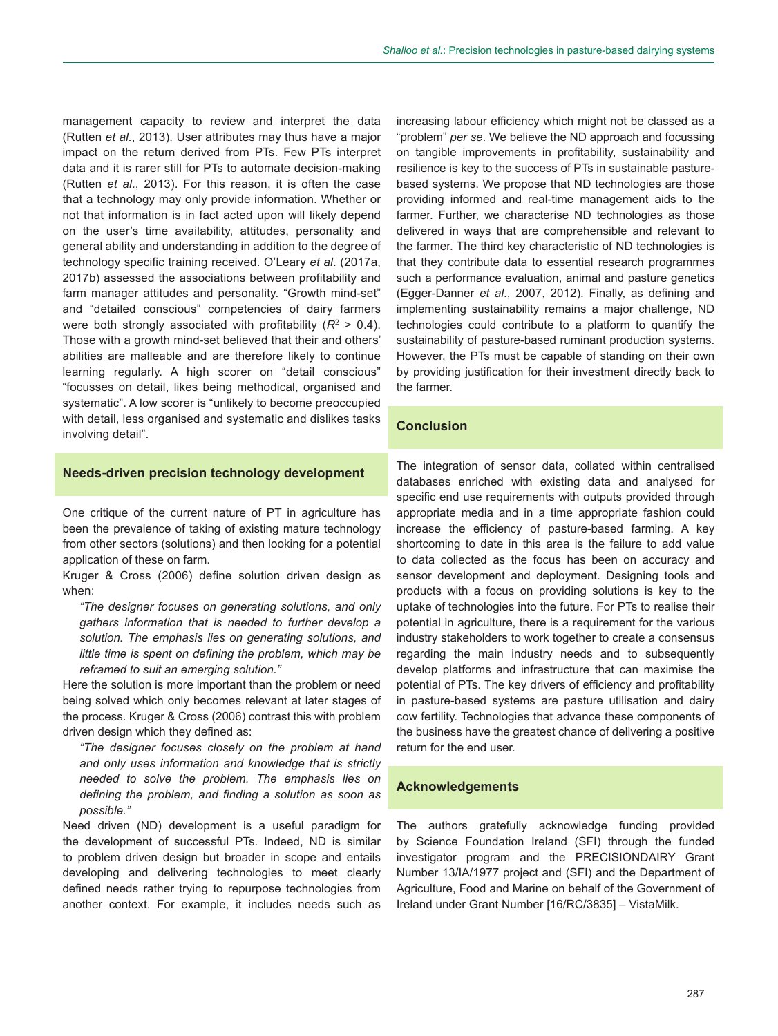management capacity to review and interpret the data (Rutten *et al.*, 2013). User attributes may thus have a major impact on the return derived from PTs. Few PTs interpret data and it is rarer still for PTs to automate decision-making (Rutten *et al.*, 2013). For this reason, it is often the case that a technology may only provide information. Whether or not that information is in fact acted upon will likely depend on the user's time availability, attitudes, personality and general ability and understanding in addition to the degree of technology specific training received. O'Leary *et al*. (2017a, 2017b) assessed the associations between profitability and farm manager attitudes and personality. "Growth mind-set" and "detailed conscious" competencies of dairy farmers were both strongly associated with profitability ($R^2$ > 0.4). Those with a growth mind-set believed that their and others' abilities are malleable and are therefore likely to continue learning regularly. A high scorer on "detail conscious" "focusses on detail, likes being methodical, organised and systematic". A low scorer is "unlikely to become preoccupied with detail, less organised and systematic and dislikes tasks involving detail".

## Needs-driven precision technology development

One critique of the current nature of PT in agriculture has been the prevalence of taking of existing mature technology from other sectors (solutions) and then looking for a potential application of these on farm.

Kruger & Cross (2006) define solution driven design as when:

> *"The designer focuses on generating solutions, and only gathers information that is needed to further develop a solution. The emphasis lies on generating solutions, and little time is spent on defining the problem, which may be reframed to suit an emerging solution."*

Here the solution is more important than the problem or need being solved which only becomes relevant at later stages of the process. Kruger & Cross (2006) contrast this with problem driven design which they defined as:

> *"The designer focuses closely on the problem at hand and only uses information and knowledge that is strictly needed to solve the problem. The emphasis lies on defining the problem, and finding a solution as soon as possible."*

Need driven (ND) development is a useful paradigm for the development of successful PTs. Indeed, ND is similar to problem driven design but broader in scope and entails developing and delivering technologies to meet clearly defined needs rather trying to repurpose technologies from another context. For example, it includes needs such as increasing labour efficiency which might not be classed as a "problem" *per se*. We believe the ND approach and focussing on tangible improvements in profitability, sustainability and resilience is key to the success of PTs in sustainable pasture-based systems. We propose that ND technologies are those providing informed and real-time management aids to the farmer. Further, we characterise ND technologies as those delivered in ways that are comprehensible and relevant to the farmer. The third key characteristic of ND technologies is that they contribute data to essential research programmes such a performance evaluation, animal and pasture genetics (Egger-Danner *et al*., 2007, 2012). Finally, as defining and implementing sustainability remains a major challenge, ND technologies could contribute to a platform to quantify the sustainability of pasture-based ruminant production systems. However, the PTs must be capable of standing on their own by providing justification for their investment directly back to the farmer.

## Conclusion

The integration of sensor data, collated within centralised databases enriched with existing data and analysed for specific end use requirements with outputs provided through appropriate media and in a time appropriate fashion could increase the efficiency of pasture-based farming. A key shortcoming to date in this area is the failure to add value to data collected as the focus has been on accuracy and sensor development and deployment. Designing tools and products with a focus on providing solutions is key to the uptake of technologies into the future. For PTs to realise their potential in agriculture, there is a requirement for the various industry stakeholders to work together to create a consensus regarding the main industry needs and to subsequently develop platforms and infrastructure that can maximise the potential of PTs. The key drivers of efficiency and profitability in pasture-based systems are pasture utilisation and dairy cow fertility. Technologies that advance these components of the business have the greatest chance of delivering a positive return for the end user.

## Acknowledgements

The authors gratefully acknowledge funding provided by Science Foundation Ireland (SFI) through the funded investigator program and the PRECISIONDAIRY Grant Number 13/IA/1977 project and (SFI) and the Department of Agriculture, Food and Marine on behalf of the Government of Ireland under Grant Number [16/RC/3835] – VistaMilk.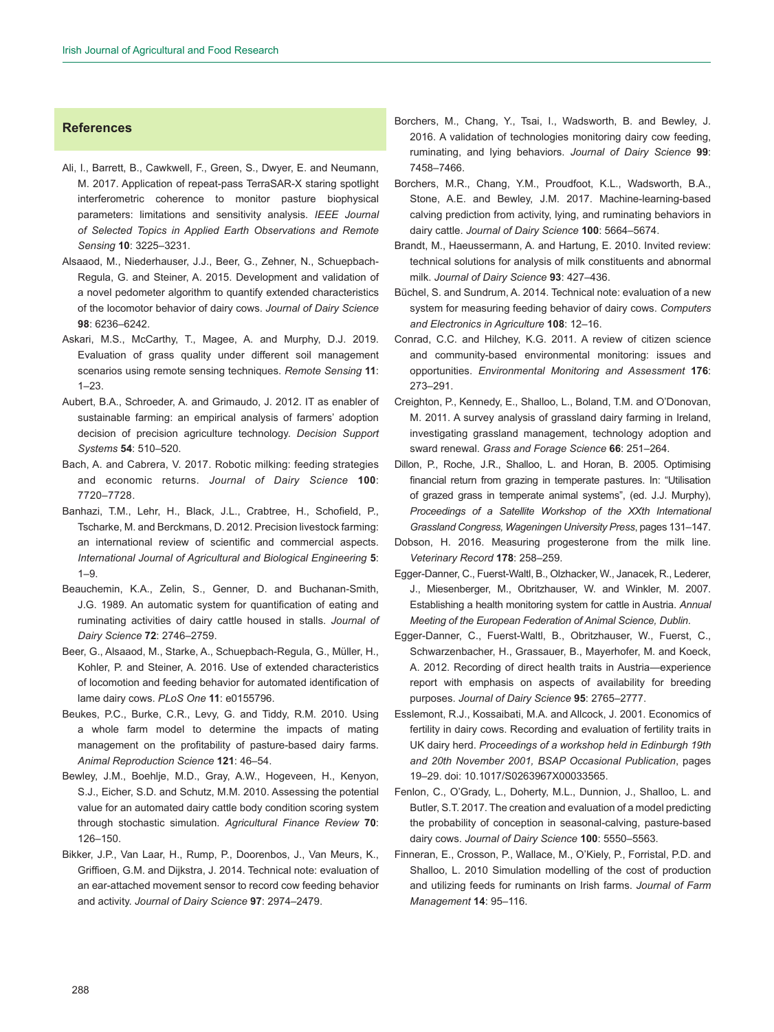## References

Ali, I., Barrett, B., Cawkwell, F., Green, S., Dwyer, E. and Neumann, M. 2017. Application of repeat-pass TerraSAR-X staring spotlight interferometric coherence to monitor pasture biophysical parameters: limitations and sensitivity analysis. *IEEE Journal of Selected Topics in Applied Earth Observations and Remote Sensing* **10**: 3225–3231.

Alsaaod, M., Niederhauser, J.J., Beer, G., Zehner, N., Schuepbach-Regula, G. and Steiner, A. 2015. Development and validation of a novel pedometer algorithm to quantify extended characteristics of the locomotor behavior of dairy cows. *Journal of Dairy Science* **98**: 6236–6242.

Askari, M.S., McCarthy, T., Magee, A. and Murphy, D.J. 2019. Evaluation of grass quality under different soil management scenarios using remote sensing techniques. *Remote Sensing* **11**: 1–23.

Aubert, B.A., Schroeder, A. and Grimaudo, J. 2012. IT as enabler of sustainable farming: an empirical analysis of farmers' adoption decision of precision agriculture technology. *Decision Support Systems* **54**: 510–520.

Bach, A. and Cabrera, V. 2017. Robotic milking: feeding strategies and economic returns. *Journal of Dairy Science* **100**: 7720–7728.

Banhazi, T.M., Lehr, H., Black, J.L., Crabtree, H., Schofield, P., Tscharke, M. and Berckmans, D. 2012. Precision livestock farming: an international review of scientific and commercial aspects. *International Journal of Agricultural and Biological Engineering* **5**: 1–9.

Beauchemin, K.A., Zelin, S., Genner, D. and Buchanan-Smith, J.G. 1989. An automatic system for quantification of eating and ruminating activities of dairy cattle housed in stalls. *Journal of Dairy Science* **72**: 2746–2759.

Beer, G., Alsaaod, M., Starke, A., Schuepbach-Regula, G., Müller, H., Kohler, P. and Steiner, A. 2016. Use of extended characteristics of locomotion and feeding behavior for automated identification of lame dairy cows. *PLoS One* **11**: e0155796.

Beukes, P.C., Burke, C.R., Levy, G. and Tiddy, R.M. 2010. Using a whole farm model to determine the impacts of mating management on the profitability of pasture-based dairy farms. *Animal Reproduction Science* **121**: 46–54.

Bewley, J.M., Boehlje, M.D., Gray, A.W., Hogeveen, H., Kenyon, S.J., Eicher, S.D. and Schutz, M.M. 2010. Assessing the potential value for an automated dairy cattle body condition scoring system through stochastic simulation. *Agricultural Finance Review* **70**: 126–150.

Bikker, J.P., Van Laar, H., Rump, P., Doorenbos, J., Van Meurs, K., Griffioen, G.M. and Dijkstra, J. 2014. Technical note: evaluation of an ear-attached movement sensor to record cow feeding behavior and activity. *Journal of Dairy Science* **97**: 2974–2479.

Borchers, M., Chang, Y., Tsai, I., Wadsworth, B. and Bewley, J. 2016. A validation of technologies monitoring dairy cow feeding, ruminating, and lying behaviors. *Journal of Dairy Science* **99**: 7458–7466.

Borchers, M.R., Chang, Y.M., Proudfoot, K.L., Wadsworth, B.A., Stone, A.E. and Bewley, J.M. 2017. Machine-learning-based calving prediction from activity, lying, and ruminating behaviors in dairy cattle. *Journal of Dairy Science* **100**: 5664–5674.

Brandt, M., Haeussermann, A. and Hartung, E. 2010. Invited review: technical solutions for analysis of milk constituents and abnormal milk. *Journal of Dairy Science* **93**: 427–436.

Büchel, S. and Sundrum, A. 2014. Technical note: evaluation of a new system for measuring feeding behavior of dairy cows. *Computers and Electronics in Agriculture* **108**: 12–16.

Conrad, C.C. and Hilchey, K.G. 2011. A review of citizen science and community-based environmental monitoring: issues and opportunities. *Environmental Monitoring and Assessment* **176**: 273–291.

Creighton, P., Kennedy, E., Shalloo, L., Boland, T.M. and O'Donovan, M. 2011. A survey analysis of grassland dairy farming in Ireland, investigating grassland management, technology adoption and sward renewal. *Grass and Forage Science* **66**: 251–264.

Dillon, P., Roche, J.R., Shalloo, L. and Horan, B. 2005. Optimising financial return from grazing in temperate pastures. In: "Utilisation of grazed grass in temperate animal systems", (ed. J.J. Murphy), *Proceedings of a Satellite Workshop of the XXth International Grassland Congress, Wageningen University Press*, pages 131–147.

Dobson, H. 2016. Measuring progesterone from the milk line. *Veterinary Record* **178**: 258–259.

Egger-Danner, C., Fuerst-Waltl, B., Olzhacker, W., Janacek, R., Lederer, J., Miesenberger, M., Obritzhauser, W. and Winkler, M. 2007. Establishing a health monitoring system for cattle in Austria. *Annual Meeting of the European Federation of Animal Science, Dublin*.

Egger-Danner, C., Fuerst-Waltl, B., Obritzhauser, W., Fuerst, C., Schwarzenbacher, H., Grassauer, B., Mayerhofer, M. and Koeck, A. 2012. Recording of direct health traits in Austria—experience report with emphasis on aspects of availability for breeding purposes. *Journal of Dairy Science* **95**: 2765–2777.

Esslemont, R.J., Kossaibati, M.A. and Allcock, J. 2001. Economics of fertility in dairy cows. Recording and evaluation of fertility traits in UK dairy herd. *Proceedings of a workshop held in Edinburgh 19th and 20th November 2001, BSAP Occasional Publication*, pages 19–29. doi: 10.1017/S0263967X00033565.

Fenlon, C., O'Grady, L., Doherty, M.L., Dunnion, J., Shalloo, L. and Butler, S.T. 2017. The creation and evaluation of a model predicting the probability of conception in seasonal-calving, pasture-based dairy cows. *Journal of Dairy Science* **100**: 5550–5563.

Finneran, E., Crosson, P., Wallace, M., O'Kiely, P., Forristal, P.D. and Shalloo, L. 2010 Simulation modelling of the cost of production and utilizing feeds for ruminants on Irish farms. *Journal of Farm Management* **14**: 95–116.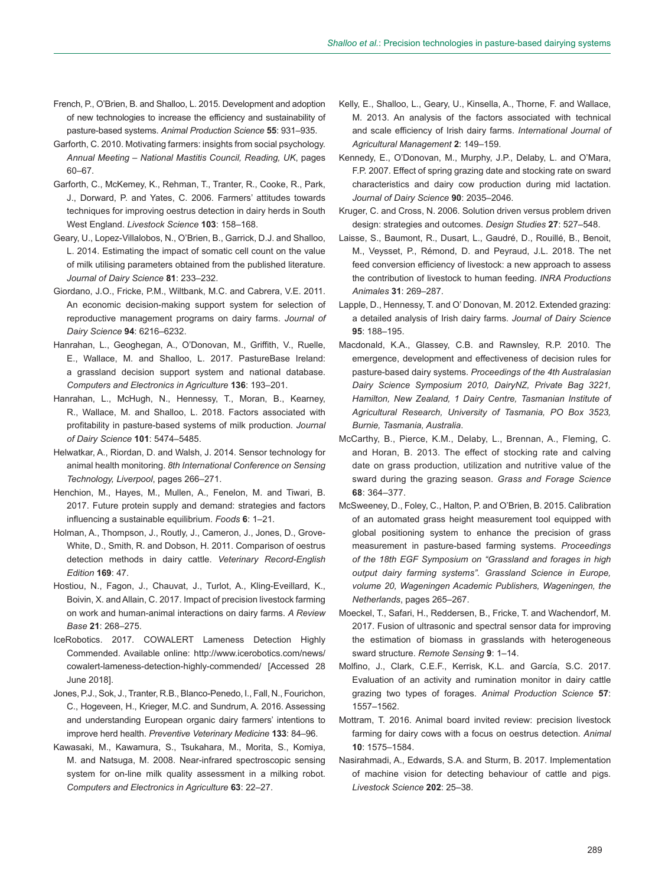French, P., O'Brien, B. and Shalloo, L. 2015. Development and adoption of new technologies to increase the efficiency and sustainability of pasture-based systems. *Animal Production Science* **55**: 931–935.

Garforth, C. 2010. Motivating farmers: insights from social psychology. *Annual Meeting – National Mastitis Council, Reading, UK*, pages 60–67.

Garforth, C., McKemey, K., Rehman, T., Tranter, R., Cooke, R., Park, J., Dorward, P. and Yates, C. 2006. Farmers' attitudes towards techniques for improving oestrus detection in dairy herds in South West England. *Livestock Science* **103**: 158–168.

Geary, U., Lopez-Villalobos, N., O'Brien, B., Garrick, D.J. and Shalloo, L. 2014. Estimating the impact of somatic cell count on the value of milk utilising parameters obtained from the published literature. *Journal of Dairy Science* **81**: 233–232.

Giordano, J.O., Fricke, P.M., Wiltbank, M.C. and Cabrera, V.E. 2011. An economic decision-making support system for selection of reproductive management programs on dairy farms. *Journal of Dairy Science* **94**: 6216–6232.

Hanrahan, L., Geoghegan, A., O'Donovan, M., Griffith, V., Ruelle, E., Wallace, M. and Shalloo, L. 2017. PastureBase Ireland: a grassland decision support system and national database. *Computers and Electronics in Agriculture* **136**: 193–201.

Hanrahan, L., McHugh, N., Hennessy, T., Moran, B., Kearney, R., Wallace, M. and Shalloo, L. 2018. Factors associated with profitability in pasture-based systems of milk production. *Journal of Dairy Science* **101**: 5474–5485.

Helwatkar, A., Riordan, D. and Walsh, J. 2014. Sensor technology for animal health monitoring. *8th International Conference on Sensing Technology, Liverpool*, pages 266–271.

Henchion, M., Hayes, M., Mullen, A., Fenelon, M. and Tiwari, B. 2017. Future protein supply and demand: strategies and factors influencing a sustainable equilibrium. *Foods* **6**: 1–21.

Holman, A., Thompson, J., Routly, J., Cameron, J., Jones, D., Grove-White, D., Smith, R. and Dobson, H. 2011. Comparison of oestrus detection methods in dairy cattle. *Veterinary Record-English Edition* **169**: 47.

Hostiou, N., Fagon, J., Chauvat, J., Turlot, A., Kling-Eveillard, K., Boivin, X. and Allain, C. 2017. Impact of precision livestock farming on work and human-animal interactions on dairy farms. *A Review Base* **21**: 268–275.

IceRobotics. 2017. COWALERT Lameness Detection Highly Commended. Available online: http://www.icerobotics.com/news/cowalert-lameness-detection-highly-commended/ [Accessed 28 June 2018].

Jones, P.J., Sok, J., Tranter, R.B., Blanco-Penedo, I., Fall, N., Fourichon, C., Hogeveen, H., Krieger, M.C. and Sundrum, A. 2016. Assessing and understanding European organic dairy farmers' intentions to improve herd health. *Preventive Veterinary Medicine* **133**: 84–96.

Kawasaki, M., Kawamura, S., Tsukahara, M., Morita, S., Komiya, M. and Natsuga, M. 2008. Near-infrared spectroscopic sensing system for on-line milk quality assessment in a milking robot. *Computers and Electronics in Agriculture* **63**: 22–27.

Kelly, E., Shalloo, L., Geary, U., Kinsella, A., Thorne, F. and Wallace, M. 2013. An analysis of the factors associated with technical and scale efficiency of Irish dairy farms. *International Journal of Agricultural Management* **2**: 149–159.

Kennedy, E., O'Donovan, M., Murphy, J.P., Delaby, L. and O'Mara, F.P. 2007. Effect of spring grazing date and stocking rate on sward characteristics and dairy cow production during mid lactation. *Journal of Dairy Science* **90**: 2035–2046.

Kruger, C. and Cross, N. 2006. Solution driven versus problem driven design: strategies and outcomes. *Design Studies* **27**: 527–548.

Laisse, S., Baumont, R., Dusart, L., Gaudré, D., Rouillé, B., Benoit, M., Veysset, P., Rémond, D. and Peyraud, J.L. 2018. The net feed conversion efficiency of livestock: a new approach to assess the contribution of livestock to human feeding. *INRA Productions Animales* **31**: 269–287.

Lapple, D., Hennessy, T. and O' Donovan, M. 2012. Extended grazing: a detailed analysis of Irish dairy farms. *Journal of Dairy Science* **95**: 188–195.

Macdonald, K.A., Glassey, C.B. and Rawnsley, R.P. 2010. The emergence, development and effectiveness of decision rules for pasture-based dairy systems. *Proceedings of the 4th Australasian Dairy Science Symposium 2010, DairyNZ, Private Bag 3221, Hamilton, New Zealand, 1 Dairy Centre, Tasmanian Institute of Agricultural Research, University of Tasmania, PO Box 3523, Burnie, Tasmania, Australia*.

McCarthy, B., Pierce, K.M., Delaby, L., Brennan, A., Fleming, C. and Horan, B. 2013. The effect of stocking rate and calving date on grass production, utilization and nutritive value of the sward during the grazing season. *Grass and Forage Science* **68**: 364–377.

McSweeney, D., Foley, C., Halton, P. and O'Brien, B. 2015. Calibration of an automated grass height measurement tool equipped with global positioning system to enhance the precision of grass measurement in pasture-based farming systems. *Proceedings of the 18th EGF Symposium on "Grassland and forages in high output dairy farming systems". Grassland Science in Europe, volume 20, Wageningen Academic Publishers, Wageningen, the Netherlands*, pages 265–267.

Moeckel, T., Safari, H., Reddersen, B., Fricke, T. and Wachendorf, M. 2017. Fusion of ultrasonic and spectral sensor data for improving the estimation of biomass in grasslands with heterogeneous sward structure. *Remote Sensing* **9**: 1–14.

Molfino, J., Clark, C.E.F., Kerrisk, K.L. and García, S.C. 2017. Evaluation of an activity and rumination monitor in dairy cattle grazing two types of forages. *Animal Production Science* **57**: 1557–1562.

Mottram, T. 2016. Animal board invited review: precision livestock farming for dairy cows with a focus on oestrus detection. *Animal* **10**: 1575–1584.

Nasirahmadi, A., Edwards, S.A. and Sturm, B. 2017. Implementation of machine vision for detecting behaviour of cattle and pigs. *Livestock Science* **202**: 25–38.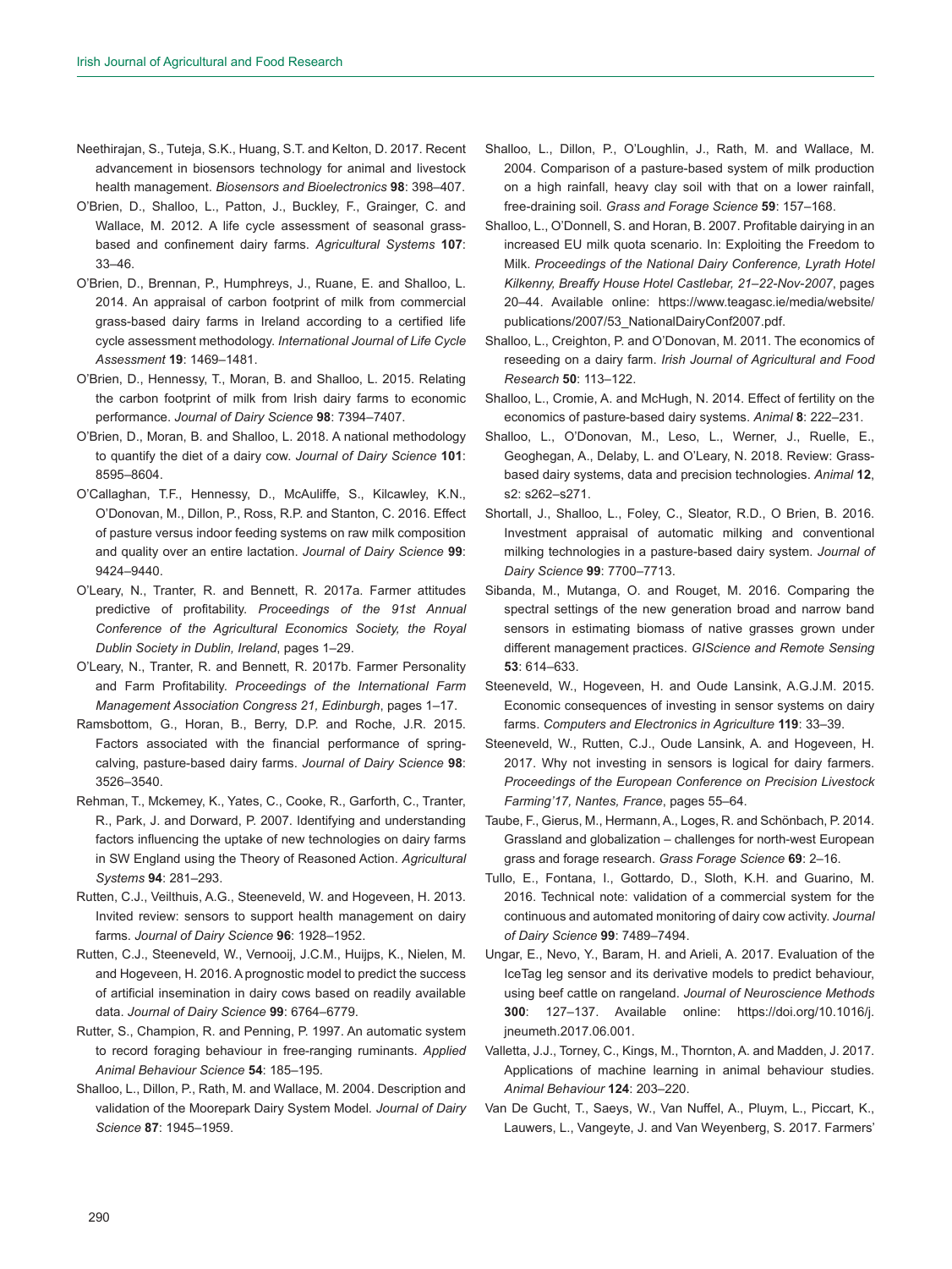Neethirajan, S., Tuteja, S.K., Huang, S.T. and Kelton, D. 2017. Recent advancement in biosensors technology for animal and livestock health management. *Biosensors and Bioelectronics* **98**: 398–407.

O'Brien, D., Shalloo, L., Patton, J., Buckley, F., Grainger, C. and Wallace, M. 2012. A life cycle assessment of seasonal grass-based and confinement dairy farms. *Agricultural Systems* **107**: 33–46.

O'Brien, D., Brennan, P., Humphreys, J., Ruane, E. and Shalloo, L. 2014. An appraisal of carbon footprint of milk from commercial grass-based dairy farms in Ireland according to a certified life cycle assessment methodology. *International Journal of Life Cycle Assessment* **19**: 1469–1481.

O'Brien, D., Hennessy, T., Moran, B. and Shalloo, L. 2015. Relating the carbon footprint of milk from Irish dairy farms to economic performance. *Journal of Dairy Science* **98**: 7394–7407.

O'Brien, D., Moran, B. and Shalloo, L. 2018. A national methodology to quantify the diet of a dairy cow. *Journal of Dairy Science* **101**: 8595–8604.

O'Callaghan, T.F., Hennessy, D., McAuliffe, S., Kilcawley, K.N., O'Donovan, M., Dillon, P., Ross, R.P. and Stanton, C. 2016. Effect of pasture versus indoor feeding systems on raw milk composition and quality over an entire lactation. *Journal of Dairy Science* **99**: 9424–9440.

O'Leary, N., Tranter, R. and Bennett, R. 2017a. Farmer attitudes predictive of profitability. *Proceedings of the 91st Annual Conference of the Agricultural Economics Society, the Royal Dublin Society in Dublin, Ireland*, pages 1–29.

O'Leary, N., Tranter, R. and Bennett, R. 2017b. Farmer Personality and Farm Profitability. *Proceedings of the International Farm Management Association Congress 21, Edinburgh*, pages 1–17.

Ramsbottom, G., Horan, B., Berry, D.P. and Roche, J.R. 2015. Factors associated with the financial performance of spring-calving, pasture-based dairy farms. *Journal of Dairy Science* **98**: 3526–3540.

Rehman, T., Mckemey, K., Yates, C., Cooke, R., Garforth, C., Tranter, R., Park, J. and Dorward, P. 2007. Identifying and understanding factors influencing the uptake of new technologies on dairy farms in SW England using the Theory of Reasoned Action. *Agricultural Systems* **94**: 281–293.

Rutten, C.J., Veilthuis, A.G., Steeneveld, W. and Hogeveen, H. 2013. Invited review: sensors to support health management on dairy farms. *Journal of Dairy Science* **96**: 1928–1952.

Rutten, C.J., Steeneveld, W., Vernooij, J.C.M., Huijps, K., Nielen, M. and Hogeveen, H. 2016. A prognostic model to predict the success of artificial insemination in dairy cows based on readily available data. *Journal of Dairy Science* **99**: 6764–6779.

Rutter, S., Champion, R. and Penning, P. 1997. An automatic system to record foraging behaviour in free-ranging ruminants. *Applied Animal Behaviour Science* **54**: 185–195.

Shalloo, L., Dillon, P., Rath, M. and Wallace, M. 2004. Description and validation of the Moorepark Dairy System Model. *Journal of Dairy Science* **87**: 1945–1959.

Shalloo, L., Dillon, P., O'Loughlin, J., Rath, M. and Wallace, M. 2004. Comparison of a pasture-based system of milk production on a high rainfall, heavy clay soil with that on a lower rainfall, free-draining soil. *Grass and Forage Science* **59**: 157–168.

Shalloo, L., O'Donnell, S. and Horan, B. 2007. Profitable dairying in an increased EU milk quota scenario. In: Exploiting the Freedom to Milk. *Proceedings of the National Dairy Conference, Lyrath Hotel Kilkenny, Breaffy House Hotel Castlebar, 21–22-Nov-2007*, pages 20–44. Available online: https://www.teagasc.ie/media/website/publications/2007/53_NationalDairyConf2007.pdf.

Shalloo, L., Creighton, P. and O'Donovan, M. 2011. The economics of reseeding on a dairy farm. *Irish Journal of Agricultural and Food Research* **50**: 113–122.

Shalloo, L., Cromie, A. and McHugh, N. 2014. Effect of fertility on the economics of pasture-based dairy systems. *Animal* **8**: 222–231.

Shalloo, L., O'Donovan, M., Leso, L., Werner, J., Ruelle, E., Geoghegan, A., Delaby, L. and O'Leary, N. 2018. Review: Grass-based dairy systems, data and precision technologies. *Animal* **12**, s2: s262–s271.

Shortall, J., Shalloo, L., Foley, C., Sleator, R.D., O Brien, B. 2016. Investment appraisal of automatic milking and conventional milking technologies in a pasture-based dairy system. *Journal of Dairy Science* **99**: 7700–7713.

Sibanda, M., Mutanga, O. and Rouget, M. 2016. Comparing the spectral settings of the new generation broad and narrow band sensors in estimating biomass of native grasses grown under different management practices. *GIScience and Remote Sensing* **53**: 614–633.

Steeneveld, W., Hogeveen, H. and Oude Lansink, A.G.J.M. 2015. Economic consequences of investing in sensor systems on dairy farms. *Computers and Electronics in Agriculture* **119**: 33–39.

Steeneveld, W., Rutten, C.J., Oude Lansink, A. and Hogeveen, H. 2017. Why not investing in sensors is logical for dairy farmers. *Proceedings of the European Conference on Precision Livestock Farming'17, Nantes, France*, pages 55–64.

Taube, F., Gierus, M., Hermann, A., Loges, R. and Schönbach, P. 2014. Grassland and globalization – challenges for north-west European grass and forage research. *Grass Forage Science* **69**: 2–16.

Tullo, E., Fontana, I., Gottardo, D., Sloth, K.H. and Guarino, M. 2016. Technical note: validation of a commercial system for the continuous and automated monitoring of dairy cow activity. *Journal of Dairy Science* **99**: 7489–7494.

Ungar, E., Nevo, Y., Baram, H. and Arieli, A. 2017. Evaluation of the IceTag leg sensor and its derivative models to predict behaviour, using beef cattle on rangeland. *Journal of Neuroscience Methods* **300**: 127–137. Available online: https://doi.org/10.1016/j.jneumeth.2017.06.001.

Valletta, J.J., Torney, C., Kings, M., Thornton, A. and Madden, J. 2017. Applications of machine learning in animal behaviour studies. *Animal Behaviour* **124**: 203–220.

Van De Gucht, T., Saeys, W., Van Nuffel, A., Pluym, L., Piccart, K., Lauwers, L., Vangeyte, J. and Van Weyenberg, S. 2017. Farmers'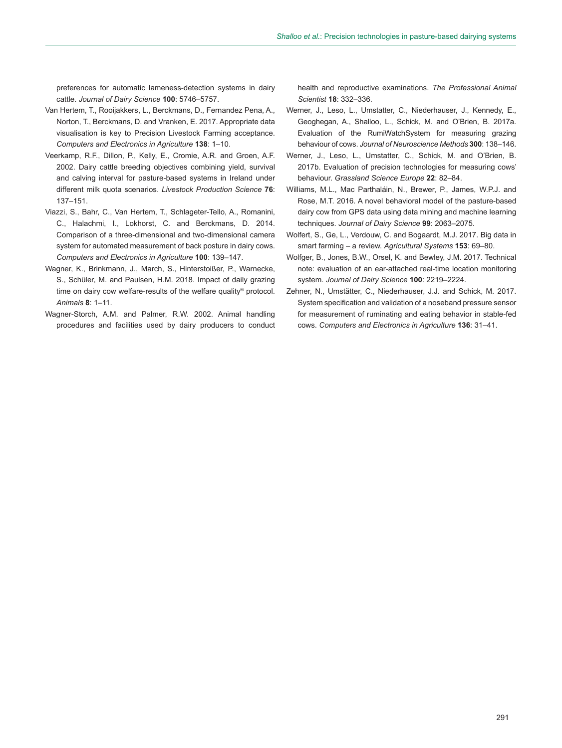preferences for automatic lameness-detection systems in dairy cattle. *Journal of Dairy Science* **100**: 5746–5757.

Van Hertem, T., Rooijakkers, L., Berckmans, D., Fernandez Pena, A., Norton, T., Berckmans, D. and Vranken, E. 2017. Appropriate data visualisation is key to Precision Livestock Farming acceptance. *Computers and Electronics in Agriculture* **138**: 1–10.

Veerkamp, R.F., Dillon, P., Kelly, E., Cromie, A.R. and Groen, A.F. 2002. Dairy cattle breeding objectives combining yield, survival and calving interval for pasture-based systems in Ireland under different milk quota scenarios. *Livestock Production Science* **76**: 137–151.

Viazzi, S., Bahr, C., Van Hertem, T., Schlageter-Tello, A., Romanini, C., Halachmi, I., Lokhorst, C. and Berckmans, D. 2014. Comparison of a three-dimensional and two-dimensional camera system for automated measurement of back posture in dairy cows. *Computers and Electronics in Agriculture* **100**: 139–147.

Wagner, K., Brinkmann, J., March, S., Hinterstoißer, P., Warnecke, S., Schüler, M. and Paulsen, H.M. 2018. Impact of daily grazing time on dairy cow welfare-results of the welfare quality® protocol. *Animals* **8**: 1–11.

Wagner-Storch, A.M. and Palmer, R.W. 2002. Animal handling procedures and facilities used by dairy producers to conduct health and reproductive examinations. *The Professional Animal Scientist* **18**: 332–336.

Werner, J., Leso, L., Umstatter, C., Niederhauser, J., Kennedy, E., Geoghegan, A., Shalloo, L., Schick, M. and O'Brien, B. 2017a. Evaluation of the RumiWatchSystem for measuring grazing behaviour of cows. *Journal of Neuroscience Methods* **300**: 138–146.

Werner, J., Leso, L., Umstatter, C., Schick, M. and O'Brien, B. 2017b. Evaluation of precision technologies for measuring cows' behaviour. *Grassland Science Europe* **22**: 82–84.

Williams, M.L., Mac Parthaláin, N., Brewer, P., James, W.P.J. and Rose, M.T. 2016. A novel behavioral model of the pasture-based dairy cow from GPS data using data mining and machine learning techniques. *Journal of Dairy Science* **99**: 2063–2075.

Wolfert, S., Ge, L., Verdouw, C. and Bogaardt, M.J. 2017. Big data in smart farming – a review. *Agricultural Systems* **153**: 69–80.

Wolfger, B., Jones, B.W., Orsel, K. and Bewley, J.M. 2017. Technical note: evaluation of an ear-attached real-time location monitoring system. *Journal of Dairy Science* **100**: 2219–2224.

Zehner, N., Umstätter, C., Niederhauser, J.J. and Schick, M. 2017. System specification and validation of a noseband pressure sensor for measurement of ruminating and eating behavior in stable-fed cows. *Computers and Electronics in Agriculture* **136**: 31–41.